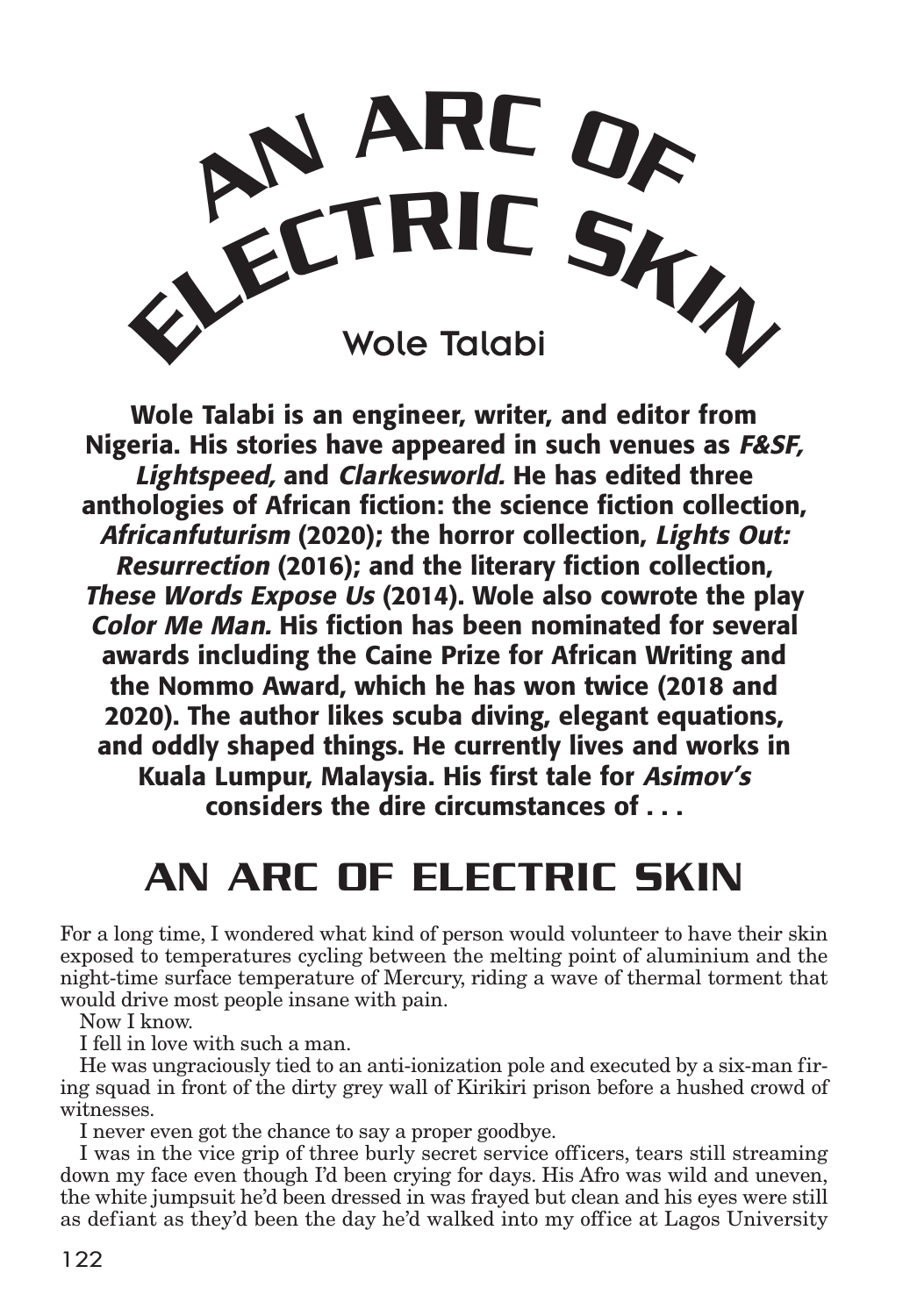# AN ARC OF ELECTRIC SKIN

Wole Talabi

**Wole Talabi is an engineer, writer, and editor from Nigeria. His stories have appeared in such venues as *F&SF, Lightspeed,* and *Clarkesworld.* He has edited three anthologies of African fiction: the science fiction collection, *Africanfuturism* (2020); the horror collection, *Lights Out: Resurrection* (2016); and the literary fiction collection, *These Words Expose Us* (2014). Wole also cowrote the play *Color Me Man.* His fiction has been nominated for several awards including the Caine Prize for African Writing and the Nommo Award, which he has won twice (2018 and 2020). The author likes scuba diving, elegant equations, and oddly shaped things. He currently lives and works in Kuala Lumpur, Malaysia. His first tale for *Asimov's* considers the dire circumstances of . . .**

## AN ARC OF ELECTRIC SKIN

For a long time, I wondered what kind of person would volunteer to have their skin exposed to temperatures cycling between the melting point of aluminium and the night-time surface temperature of Mercury, riding a wave of thermal torment that would drive most people insane with pain.

Now I know.

I fell in love with such a man.

He was ungraciously tied to an anti-ionization pole and executed by a six-man firing squad in front of the dirty grey wall of Kirikiri prison before a hushed crowd of witnesses.

I never even got the chance to say a proper goodbye.

I was in the vice grip of three burly secret service officers, tears still streaming down my face even though I'd been crying for days. His Afro was wild and uneven, the white jumpsuit he'd been dressed in was frayed but clean and his eyes were still as defiant as they'd been the day he'd walked into my office at Lagos University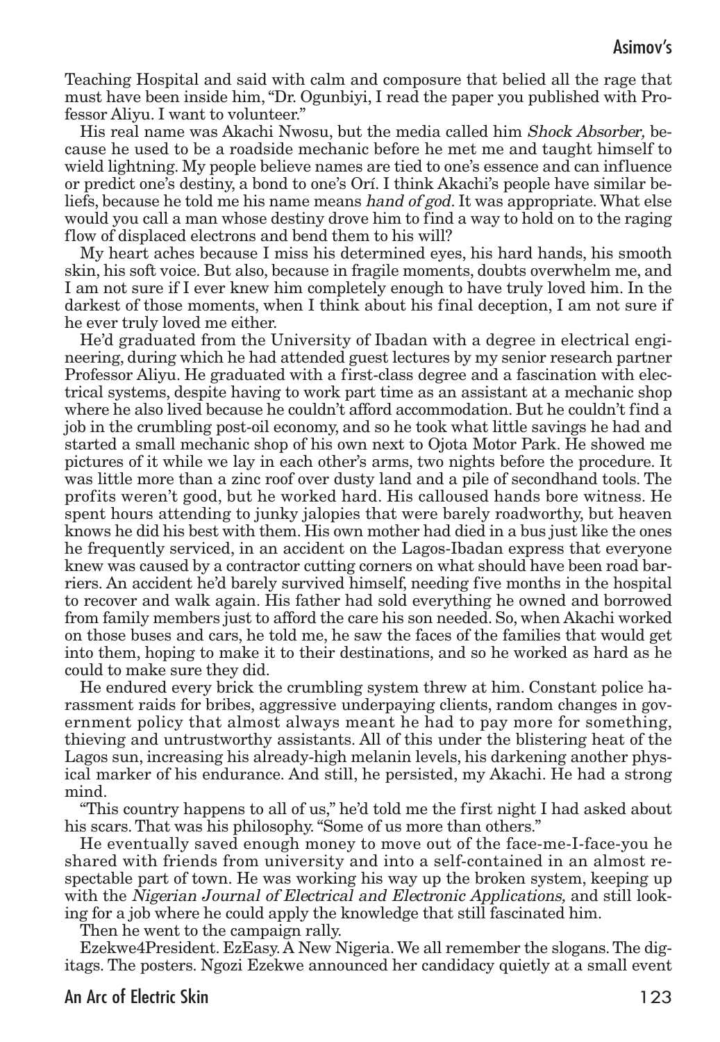Teaching Hospital and said with calm and composure that belied all the rage that must have been inside him, "Dr. Ogunbiyi, I read the paper you published with Professor Aliyu. I want to volunteer."

His real name was Akachi Nwosu, but the media called him *Shock Absorber,* because he used to be a roadside mechanic before he met me and taught himself to wield lightning. My people believe names are tied to one's essence and can influence or predict one's destiny, a bond to one's Orí. I think Akachi's people have similar beliefs, because he told me his name means *hand of god*. It was appropriate. What else would you call a man whose destiny drove him to find a way to hold on to the raging flow of displaced electrons and bend them to his will?

My heart aches because I miss his determined eyes, his hard hands, his smooth skin, his soft voice. But also, because in fragile moments, doubts overwhelm me, and I am not sure if I ever knew him completely enough to have truly loved him. In the darkest of those moments, when I think about his final deception, I am not sure if he ever truly loved me either.

He'd graduated from the University of Ibadan with a degree in electrical engineering, during which he had attended guest lectures by my senior research partner Professor Aliyu. He graduated with a first-class degree and a fascination with electrical systems, despite having to work part time as an assistant at a mechanic shop where he also lived because he couldn't afford accommodation. But he couldn't find a job in the crumbling post-oil economy, and so he took what little savings he had and started a small mechanic shop of his own next to Ojota Motor Park. He showed me pictures of it while we lay in each other's arms, two nights before the procedure. It was little more than a zinc roof over dusty land and a pile of secondhand tools. The profits weren't good, but he worked hard. His calloused hands bore witness. He spent hours attending to junky jalopies that were barely roadworthy, but heaven knows he did his best with them. His own mother had died in a bus just like the ones he frequently serviced, in an accident on the Lagos-Ibadan express that everyone knew was caused by a contractor cutting corners on what should have been road barriers. An accident he'd barely survived himself, needing five months in the hospital to recover and walk again. His father had sold everything he owned and borrowed from family members just to afford the care his son needed. So, when Akachi worked on those buses and cars, he told me, he saw the faces of the families that would get into them, hoping to make it to their destinations, and so he worked as hard as he could to make sure they did.

He endured every brick the crumbling system threw at him. Constant police harassment raids for bribes, aggressive underpaying clients, random changes in government policy that almost always meant he had to pay more for something, thieving and untrustworthy assistants. All of this under the blistering heat of the Lagos sun, increasing his already-high melanin levels, his darkening another physical marker of his endurance. And still, he persisted, my Akachi. He had a strong mind.

"This country happens to all of us," he'd told me the first night I had asked about his scars. That was his philosophy. "Some of us more than others."

He eventually saved enough money to move out of the face-me-I-face-you he shared with friends from university and into a self-contained in an almost respectable part of town. He was working his way up the broken system, keeping up with the *Nigerian Journal of Electrical and Electronic Applications,* and still looking for a job where he could apply the knowledge that still fascinated him.

Then he went to the campaign rally.

Ezekwe4President. EzEasy. A New Nigeria. We all remember the slogans. The digitags. The posters. Ngozi Ezekwe announced her candidacy quietly at a small event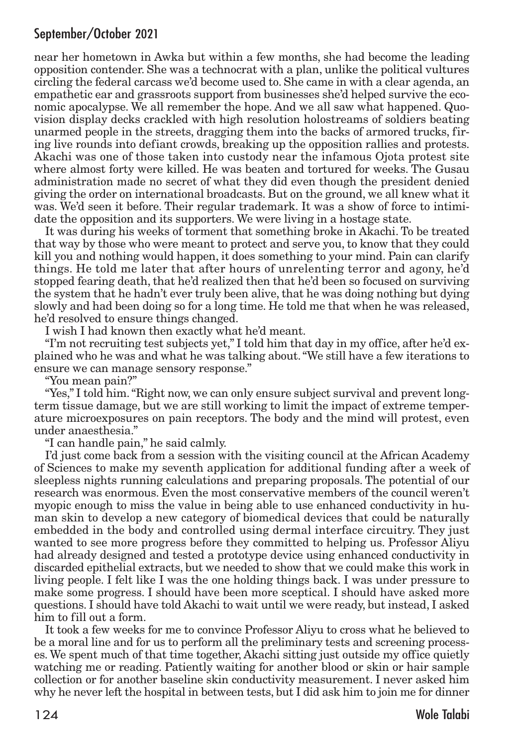near her hometown in Awka but within a few months, she had become the leading opposition contender. She was a technocrat with a plan, unlike the political vultures circling the federal carcass we'd become used to. She came in with a clear agenda, an empathetic ear and grassroots support from businesses she'd helped survive the economic apocalypse. We all remember the hope. And we all saw what happened. Quovision display decks crackled with high resolution holostreams of soldiers beating unarmed people in the streets, dragging them into the backs of armored trucks, firing live rounds into defiant crowds, breaking up the opposition rallies and protests. Akachi was one of those taken into custody near the infamous Ojota protest site where almost forty were killed. He was beaten and tortured for weeks. The Gusau administration made no secret of what they did even though the president denied giving the order on international broadcasts. But on the ground, we all knew what it was. We'd seen it before. Their regular trademark. It was a show of force to intimidate the opposition and its supporters. We were living in a hostage state.

It was during his weeks of torment that something broke in Akachi. To be treated that way by those who were meant to protect and serve you, to know that they could kill you and nothing would happen, it does something to your mind. Pain can clarify things. He told me later that after hours of unrelenting terror and agony, he'd stopped fearing death, that he'd realized then that he'd been so focused on surviving the system that he hadn't ever truly been alive, that he was doing nothing but dying slowly and had been doing so for a long time. He told me that when he was released, he'd resolved to ensure things changed.

I wish I had known then exactly what he'd meant.

"I'm not recruiting test subjects yet," I told him that day in my office, after he'd explained who he was and what he was talking about. "We still have a few iterations to ensure we can manage sensory response."

"You mean pain?"

"Yes," I told him. "Right now, we can only ensure subject survival and prevent long-term tissue damage, but we are still working to limit the impact of extreme temperature microexposures on pain receptors. The body and the mind will protest, even under anaesthesia."

"I can handle pain," he said calmly.

I'd just come back from a session with the visiting council at the African Academy of Sciences to make my seventh application for additional funding after a week of sleepless nights running calculations and preparing proposals. The potential of our research was enormous. Even the most conservative members of the council weren't myopic enough to miss the value in being able to use enhanced conductivity in human skin to develop a new category of biomedical devices that could be naturally embedded in the body and controlled using dermal interface circuitry. They just wanted to see more progress before they committed to helping us. Professor Aliyu had already designed and tested a prototype device using enhanced conductivity in discarded epithelial extracts, but we needed to show that we could make this work in living people. I felt like I was the one holding things back. I was under pressure to make some progress. I should have been more sceptical. I should have asked more questions. I should have told Akachi to wait until we were ready, but instead, I asked him to fill out a form.

It took a few weeks for me to convince Professor Aliyu to cross what he believed to be a moral line and for us to perform all the preliminary tests and screening processes. We spent much of that time together, Akachi sitting just outside my office quietly watching me or reading. Patiently waiting for another blood or skin or hair sample collection or for another baseline skin conductivity measurement. I never asked him why he never left the hospital in between tests, but I did ask him to join me for dinner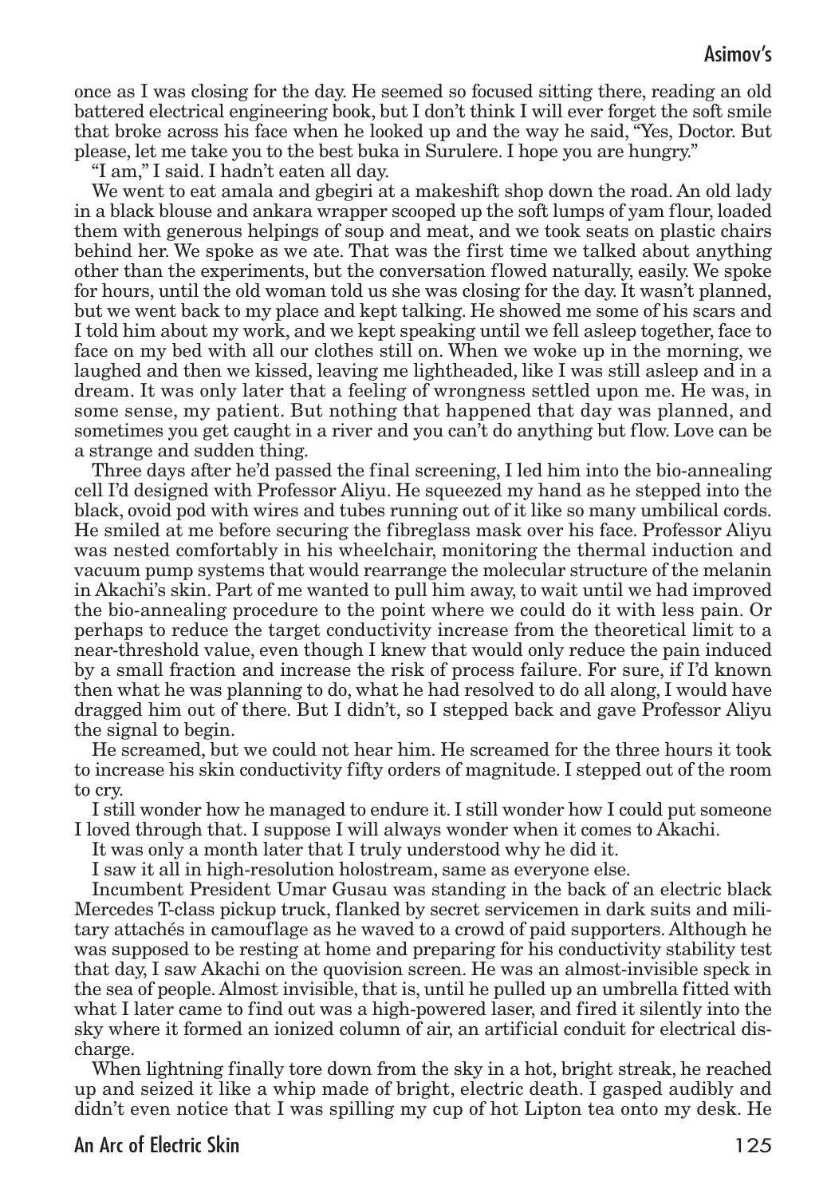once as I was closing for the day. He seemed so focused sitting there, reading an old battered electrical engineering book, but I don't think I will ever forget the soft smile that broke across his face when he looked up and the way he said, "Yes, Doctor. But please, let me take you to the best buka in Surulere. I hope you are hungry."

"I am," I said. I hadn't eaten all day.

We went to eat amala and gbegiri at a makeshift shop down the road. An old lady in a black blouse and ankara wrapper scooped up the soft lumps of yam flour, loaded them with generous helpings of soup and meat, and we took seats on plastic chairs behind her. We spoke as we ate. That was the first time we talked about anything other than the experiments, but the conversation flowed naturally, easily. We spoke for hours, until the old woman told us she was closing for the day. It wasn't planned, but we went back to my place and kept talking. He showed me some of his scars and I told him about my work, and we kept speaking until we fell asleep together, face to face on my bed with all our clothes still on. When we woke up in the morning, we laughed and then we kissed, leaving me lightheaded, like I was still asleep and in a dream. It was only later that a feeling of wrongness settled upon me. He was, in some sense, my patient. But nothing that happened that day was planned, and sometimes you get caught in a river and you can't do anything but flow. Love can be a strange and sudden thing.

Three days after he'd passed the final screening, I led him into the bio-annealing cell I'd designed with Professor Aliyu. He squeezed my hand as he stepped into the black, ovoid pod with wires and tubes running out of it like so many umbilical cords. He smiled at me before securing the fibreglass mask over his face. Professor Aliyu was nested comfortably in his wheelchair, monitoring the thermal induction and vacuum pump systems that would rearrange the molecular structure of the melanin in Akachi's skin. Part of me wanted to pull him away, to wait until we had improved the bio-annealing procedure to the point where we could do it with less pain. Or perhaps to reduce the target conductivity increase from the theoretical limit to a near-threshold value, even though I knew that would only reduce the pain induced by a small fraction and increase the risk of process failure. For sure, if I'd known then what he was planning to do, what he had resolved to do all along, I would have dragged him out of there. But I didn't, so I stepped back and gave Professor Aliyu the signal to begin.

He screamed, but we could not hear him. He screamed for the three hours it took to increase his skin conductivity fifty orders of magnitude. I stepped out of the room to cry.

I still wonder how he managed to endure it. I still wonder how I could put someone I loved through that. I suppose I will always wonder when it comes to Akachi.

It was only a month later that I truly understood why he did it.

I saw it all in high-resolution holostream, same as everyone else.

Incumbent President Umar Gusau was standing in the back of an electric black Mercedes T-class pickup truck, flanked by secret servicemen in dark suits and military attachés in camouflage as he waved to a crowd of paid supporters. Although he was supposed to be resting at home and preparing for his conductivity stability test that day, I saw Akachi on the quovision screen. He was an almost-invisible speck in the sea of people. Almost invisible, that is, until he pulled up an umbrella fitted with what I later came to find out was a high-powered laser, and fired it silently into the sky where it formed an ionized column of air, an artificial conduit for electrical discharge.

When lightning finally tore down from the sky in a hot, bright streak, he reached up and seized it like a whip made of bright, electric death. I gasped audibly and didn't even notice that I was spilling my cup of hot Lipton tea onto my desk. He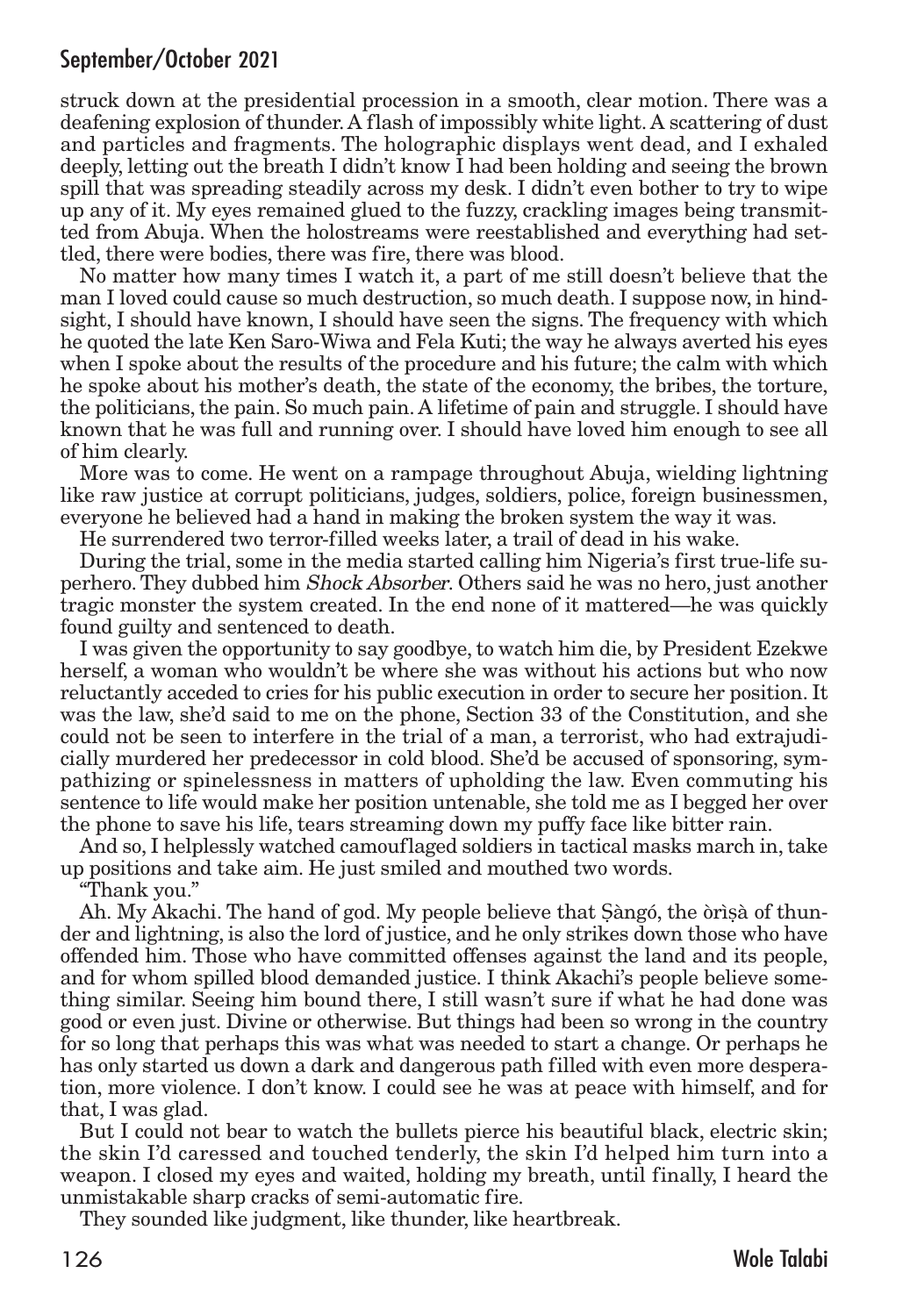struck down at the presidential procession in a smooth, clear motion. There was a deafening explosion of thunder. A flash of impossibly white light. A scattering of dust and particles and fragments. The holographic displays went dead, and I exhaled deeply, letting out the breath I didn't know I had been holding and seeing the brown spill that was spreading steadily across my desk. I didn't even bother to try to wipe up any of it. My eyes remained glued to the fuzzy, crackling images being transmitted from Abuja. When the holostreams were reestablished and everything had settled, there were bodies, there was fire, there was blood.

No matter how many times I watch it, a part of me still doesn't believe that the man I loved could cause so much destruction, so much death. I suppose now, in hindsight, I should have known, I should have seen the signs. The frequency with which he quoted the late Ken Saro-Wiwa and Fela Kuti; the way he always averted his eyes when I spoke about the results of the procedure and his future; the calm with which he spoke about his mother's death, the state of the economy, the bribes, the torture, the politicians, the pain. So much pain. A lifetime of pain and struggle. I should have known that he was full and running over. I should have loved him enough to see all of him clearly.

More was to come. He went on a rampage throughout Abuja, wielding lightning like raw justice at corrupt politicians, judges, soldiers, police, foreign businessmen, everyone he believed had a hand in making the broken system the way it was.

He surrendered two terror-filled weeks later, a trail of dead in his wake.

During the trial, some in the media started calling him Nigeria's first true-life superhero. They dubbed him *Shock Absorber*. Others said he was no hero, just another tragic monster the system created. In the end none of it mattered—he was quickly found guilty and sentenced to death.

I was given the opportunity to say goodbye, to watch him die, by President Ezekwe herself, a woman who wouldn't be where she was without his actions but who now reluctantly acceded to cries for his public execution in order to secure her position. It was the law, she'd said to me on the phone, Section 33 of the Constitution, and she could not be seen to interfere in the trial of a man, a terrorist, who had extrajudicially murdered her predecessor in cold blood. She'd be accused of sponsoring, sympathizing or spinelessness in matters of upholding the law. Even commuting his sentence to life would make her position untenable, she told me as I begged her over the phone to save his life, tears streaming down my puffy face like bitter rain.

And so, I helplessly watched camouflaged soldiers in tactical masks march in, take up positions and take aim. He just smiled and mouthed two words.

"Thank you."

Ah. My Akachi. The hand of god. My people believe that Ṣàngó, the òrìṣà of thunder and lightning, is also the lord of justice, and he only strikes down those who have offended him. Those who have committed offenses against the land and its people, and for whom spilled blood demanded justice. I think Akachi's people believe something similar. Seeing him bound there, I still wasn't sure if what he had done was good or even just. Divine or otherwise. But things had been so wrong in the country for so long that perhaps this was what was needed to start a change. Or perhaps he has only started us down a dark and dangerous path filled with even more desperation, more violence. I don't know. I could see he was at peace with himself, and for that, I was glad.

But I could not bear to watch the bullets pierce his beautiful black, electric skin; the skin I'd caressed and touched tenderly, the skin I'd helped him turn into a weapon. I closed my eyes and waited, holding my breath, until finally, I heard the unmistakable sharp cracks of semi-automatic fire.

They sounded like judgment, like thunder, like heartbreak.